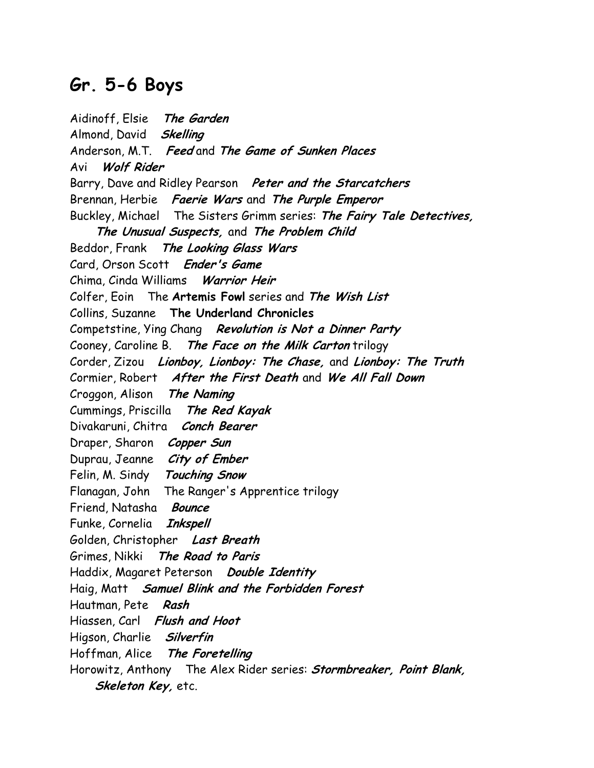## Gr. 5-6 Boys

Aidinoff, Elsie ***The Garden***
Almond, David ***Skelling***
Anderson, M.T. ***Feed*** and ***The Game of Sunken Places***
Avi ***Wolf Rider***
Barry, Dave and Ridley Pearson ***Peter and the Starcatchers***
Brennan, Herbie ***Faerie Wars*** and ***The Purple Emperor***
Buckley, Michael The Sisters Grimm series: ***The Fairy Tale Detectives, The Unusual Suspects,*** and ***The Problem Child***
Beddor, Frank ***The Looking Glass Wars***
Card, Orson Scott ***Ender's Game***
Chima, Cinda Williams ***Warrior Heir***
Colfer, Eoin The **Artemis Fowl** series and ***The Wish List***
Collins, Suzanne **The Underland Chronicles**
Competstine, Ying Chang ***Revolution is Not a Dinner Party***
Cooney, Caroline B. ***The Face on the Milk Carton*** trilogy
Corder, Zizou ***Lionboy, Lionboy: The Chase,*** and ***Lionboy: The Truth***
Cormier, Robert ***After the First Death*** and ***We All Fall Down***
Croggon, Alison ***The Naming***
Cummings, Priscilla ***The Red Kayak***
Divakaruni, Chitra ***Conch Bearer***
Draper, Sharon ***Copper Sun***
Duprau, Jeanne ***City of Ember***
Felin, M. Sindy ***Touching Snow***
Flanagan, John The Ranger's Apprentice trilogy
Friend, Natasha ***Bounce***
Funke, Cornelia ***Inkspell***
Golden, Christopher ***Last Breath***
Grimes, Nikki ***The Road to Paris***
Haddix, Magaret Peterson ***Double Identity***
Haig, Matt ***Samuel Blink and the Forbidden Forest***
Hautman, Pete ***Rash***
Hiassen, Carl ***Flush and Hoot***
Higson, Charlie ***Silverfin***
Hoffman, Alice ***The Foretelling***
Horowitz, Anthony The Alex Rider series: ***Stormbreaker, Point Blank, Skeleton Key,*** etc.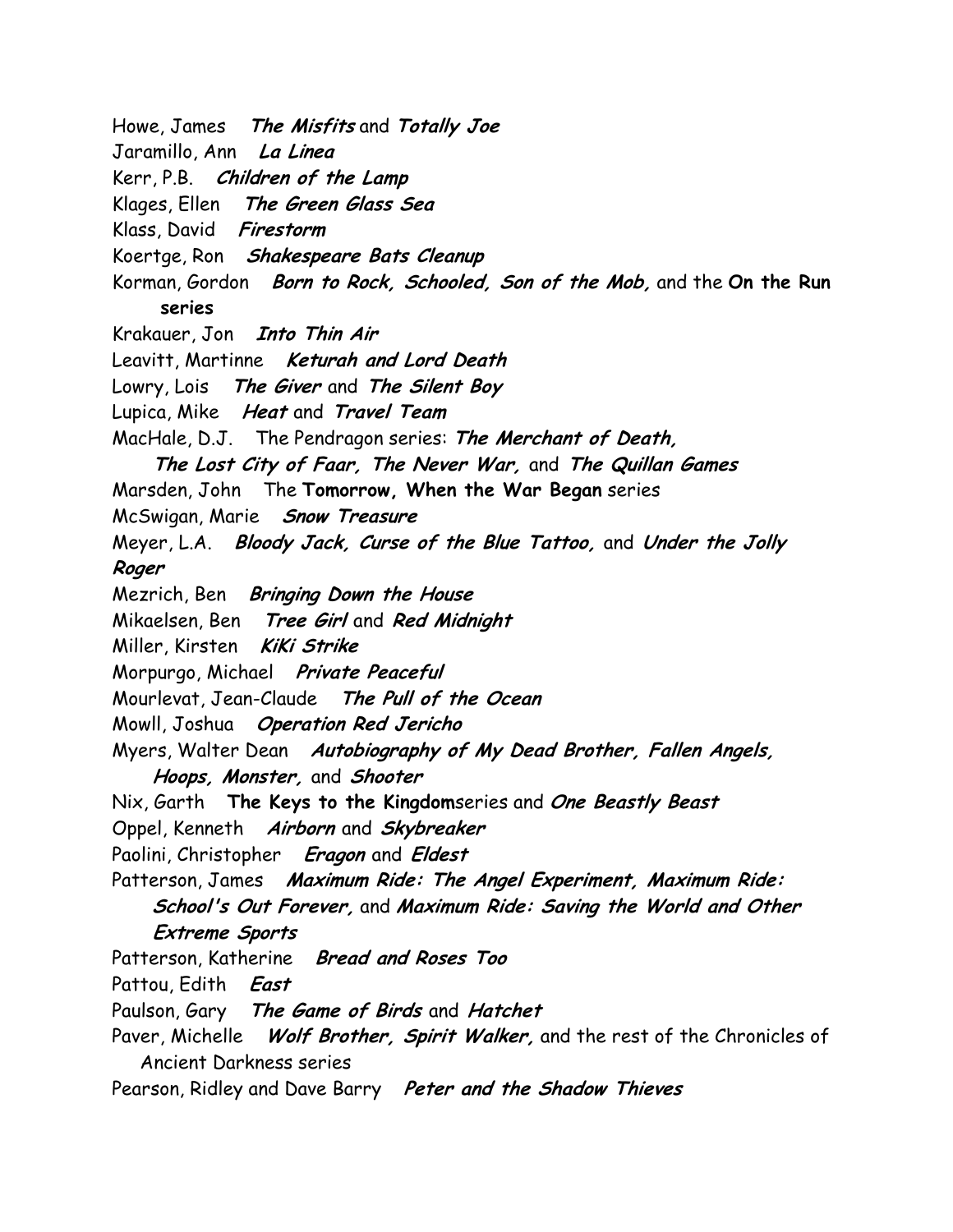Howe, James ***The Misfits*** and ***Totally Joe***

Jaramillo, Ann ***La Linea***

Kerr, P.B. ***Children of the Lamp***

Klages, Ellen ***The Green Glass Sea***

Klass, David ***Firestorm***

Koertge, Ron ***Shakespeare Bats Cleanup***

Korman, Gordon ***Born to Rock, Schooled, Son of the Mob,*** and the **On the Run series**

Krakauer, Jon ***Into Thin Air***

Leavitt, Martinne ***Keturah and Lord Death***

Lowry, Lois ***The Giver*** and ***The Silent Boy***

Lupica, Mike ***Heat*** and ***Travel Team***

MacHale, D.J. The Pendragon series: ***The Merchant of Death, The Lost City of Faar, The Never War,*** and ***The Quillan Games***

Marsden, John The **Tomorrow, When the War Began** series

McSwigan, Marie ***Snow Treasure***

Meyer, L.A. ***Bloody Jack, Curse of the Blue Tattoo,*** and ***Under the Jolly Roger***

Mezrich, Ben ***Bringing Down the House***

Mikaelsen, Ben ***Tree Girl*** and ***Red Midnight***

Miller, Kirsten ***KiKi Strike***

Morpurgo, Michael ***Private Peaceful***

Mourlevat, Jean-Claude ***The Pull of the Ocean***

Mowll, Joshua ***Operation Red Jericho***

Myers, Walter Dean ***Autobiography of My Dead Brother, Fallen Angels, Hoops, Monster,*** and ***Shooter***

Nix, Garth **The Keys to the Kingdom**series and ***One Beastly Beast***

Oppel, Kenneth ***Airborn*** and ***Skybreaker***

Paolini, Christopher ***Eragon*** and ***Eldest***

Patterson, James ***Maximum Ride: The Angel Experiment, Maximum Ride: School's Out Forever,*** and ***Maximum Ride: Saving the World and Other Extreme Sports***

Patterson, Katherine ***Bread and Roses Too***

Pattou, Edith ***East***

Paulson, Gary ***The Game of Birds*** and ***Hatchet***

Paver, Michelle ***Wolf Brother, Spirit Walker,*** and the rest of the Chronicles of Ancient Darkness series

Pearson, Ridley and Dave Barry ***Peter and the Shadow Thieves***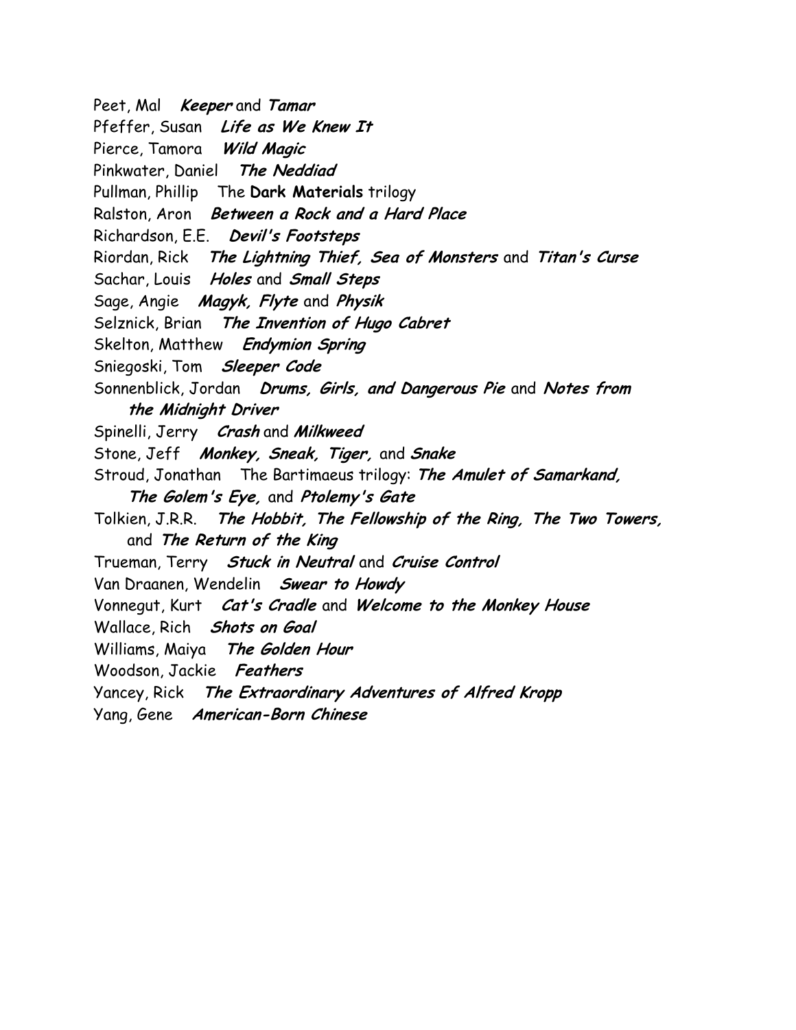Peet, Mal ***Keeper*** and ***Tamar***

Pfeffer, Susan ***Life as We Knew It***

Pierce, Tamora ***Wild Magic***

Pinkwater, Daniel ***The Neddiad***

Pullman, Phillip The **Dark Materials** trilogy

Ralston, Aron ***Between a Rock and a Hard Place***

Richardson, E.E. ***Devil's Footsteps***

Riordan, Rick ***The Lightning Thief, Sea of Monsters*** and ***Titan's Curse***

Sachar, Louis ***Holes*** and ***Small Steps***

Sage, Angie ***Magyk, Flyte*** and ***Physik***

Selznick, Brian ***The Invention of Hugo Cabret***

Skelton, Matthew ***Endymion Spring***

Sniegoski, Tom ***Sleeper Code***

Sonnenblick, Jordan ***Drums, Girls, and Dangerous Pie*** and ***Notes from the Midnight Driver***

Spinelli, Jerry ***Crash*** and ***Milkweed***

Stone, Jeff ***Monkey, Sneak, Tiger,*** and ***Snake***

Stroud, Jonathan The Bartimaeus trilogy: ***The Amulet of Samarkand, The Golem's Eye,*** and ***Ptolemy's Gate***

Tolkien, J.R.R. ***The Hobbit, The Fellowship of the Ring, The Two Towers,*** and ***The Return of the King***

Trueman, Terry ***Stuck in Neutral*** and ***Cruise Control***

Van Draanen, Wendelin ***Swear to Howdy***

Vonnegut, Kurt ***Cat's Cradle*** and ***Welcome to the Monkey House***

Wallace, Rich ***Shots on Goal***

Williams, Maiya ***The Golden Hour***

Woodson, Jackie ***Feathers***

Yancey, Rick ***The Extraordinary Adventures of Alfred Kropp***

Yang, Gene ***American-Born Chinese***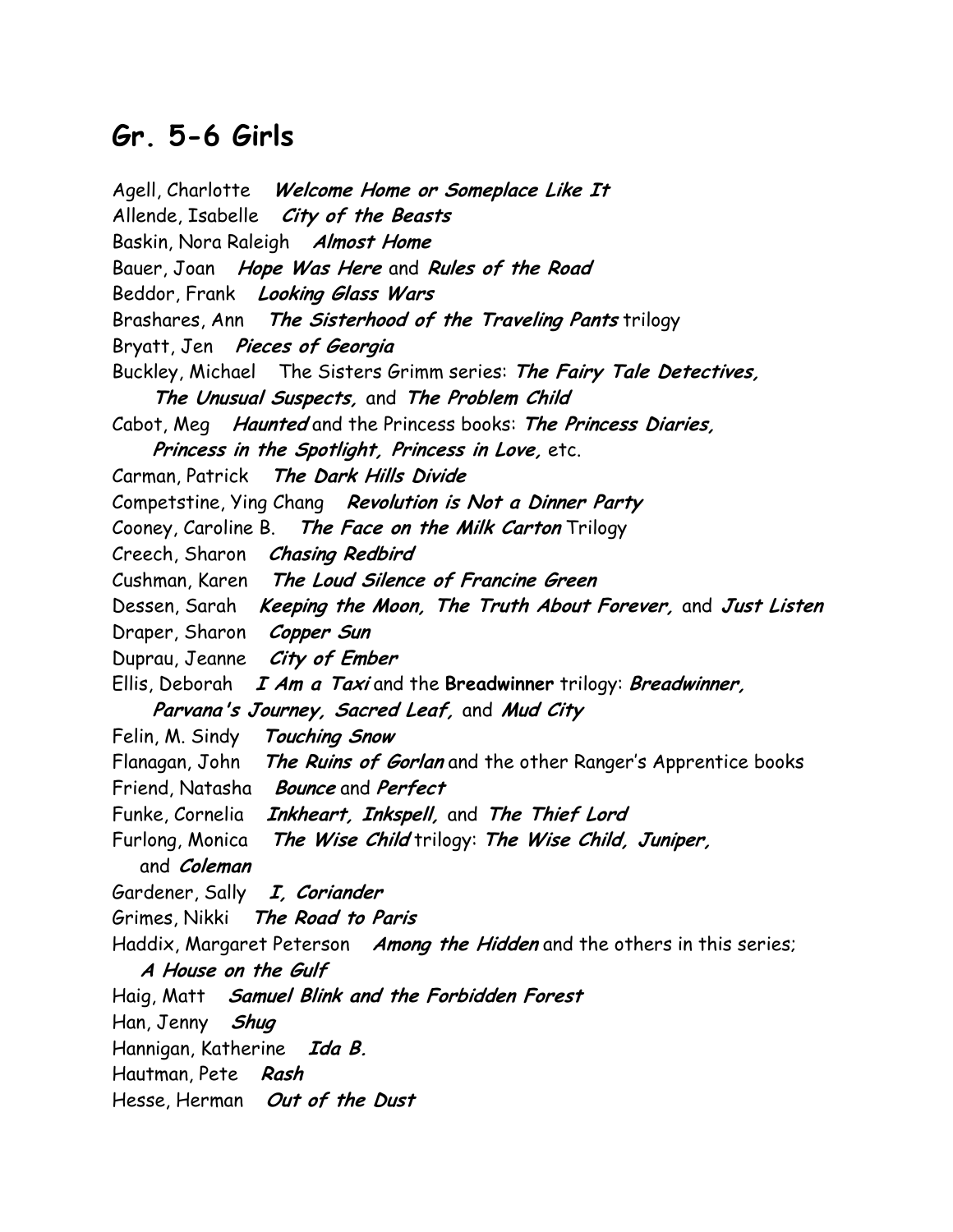## Gr. 5-6 Girls

Agell, Charlotte ***Welcome Home or Someplace Like It***
Allende, Isabelle ***City of the Beasts***
Baskin, Nora Raleigh ***Almost Home***
Bauer, Joan ***Hope Was Here*** and ***Rules of the Road***
Beddor, Frank ***Looking Glass Wars***
Brashares, Ann ***The Sisterhood of the Traveling Pants*** trilogy
Bryatt, Jen ***Pieces of Georgia***
Buckley, Michael The Sisters Grimm series: ***The Fairy Tale Detectives, The Unusual Suspects,*** and ***The Problem Child***
Cabot, Meg ***Haunted*** and the Princess books: ***The Princess Diaries, Princess in the Spotlight, Princess in Love,*** etc.
Carman, Patrick ***The Dark Hills Divide***
Competstine, Ying Chang ***Revolution is Not a Dinner Party***
Cooney, Caroline B. ***The Face on the Milk Carton*** Trilogy
Creech, Sharon ***Chasing Redbird***
Cushman, Karen ***The Loud Silence of Francine Green***
Dessen, Sarah ***Keeping the Moon, The Truth About Forever,*** and ***Just Listen***
Draper, Sharon ***Copper Sun***
Duprau, Jeanne ***City of Ember***
Ellis, Deborah ***I Am a Taxi*** and the **Breadwinner** trilogy: ***Breadwinner, Parvana's Journey, Sacred Leaf,*** and ***Mud City***
Felin, M. Sindy ***Touching Snow***
Flanagan, John ***The Ruins of Gorlan*** and the other Ranger's Apprentice books
Friend, Natasha ***Bounce*** and ***Perfect***
Funke, Cornelia ***Inkheart, Inkspell,*** and ***The Thief Lord***
Furlong, Monica ***The Wise Child*** trilogy: ***The Wise Child, Juniper,*** and ***Coleman***
Gardener, Sally ***I, Coriander***
Grimes, Nikki ***The Road to Paris***
Haddix, Margaret Peterson ***Among the Hidden*** and the others in this series; ***A House on the Gulf***
Haig, Matt ***Samuel Blink and the Forbidden Forest***
Han, Jenny ***Shug***
Hannigan, Katherine ***Ida B.***
Hautman, Pete ***Rash***
Hesse, Herman ***Out of the Dust***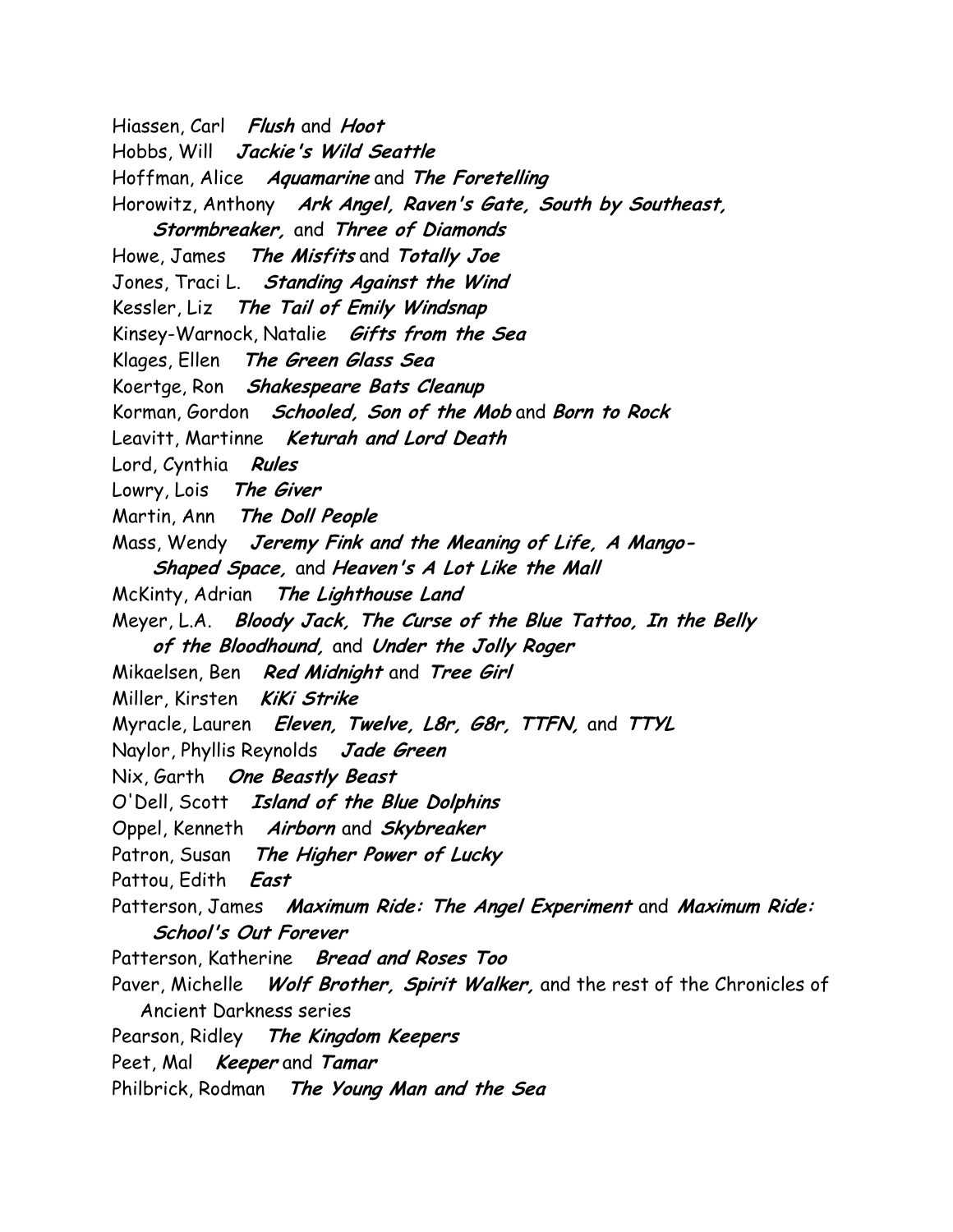Hiassen, Carl ***Flush*** and ***Hoot***

Hobbs, Will ***Jackie's Wild Seattle***

Hoffman, Alice ***Aquamarine*** and ***The Foretelling***

Horowitz, Anthony ***Ark Angel, Raven's Gate, South by Southeast, Stormbreaker,*** and ***Three of Diamonds***

Howe, James ***The Misfits*** and ***Totally Joe***

Jones, Traci L. ***Standing Against the Wind***

Kessler, Liz ***The Tail of Emily Windsnap***

Kinsey-Warnock, Natalie ***Gifts from the Sea***

Klages, Ellen ***The Green Glass Sea***

Koertge, Ron ***Shakespeare Bats Cleanup***

Korman, Gordon ***Schooled, Son of the Mob*** and ***Born to Rock***

Leavitt, Martinne ***Keturah and Lord Death***

Lord, Cynthia ***Rules***

Lowry, Lois ***The Giver***

Martin, Ann ***The Doll People***

Mass, Wendy ***Jeremy Fink and the Meaning of Life, A Mango-Shaped Space,*** and ***Heaven's A Lot Like the Mall***

McKinty, Adrian ***The Lighthouse Land***

Meyer, L.A. ***Bloody Jack, The Curse of the Blue Tattoo, In the Belly of the Bloodhound,*** and ***Under the Jolly Roger***

Mikaelsen, Ben ***Red Midnight*** and ***Tree Girl***

Miller, Kirsten ***KiKi Strike***

Myracle, Lauren ***Eleven, Twelve, L8r, G8r, TTFN,*** and ***TTYL***

Naylor, Phyllis Reynolds ***Jade Green***

Nix, Garth ***One Beastly Beast***

O'Dell, Scott ***Island of the Blue Dolphins***

Oppel, Kenneth ***Airborn*** and ***Skybreaker***

Patron, Susan ***The Higher Power of Lucky***

Pattou, Edith ***East***

Patterson, James ***Maximum Ride: The Angel Experiment*** and ***Maximum Ride: School's Out Forever***

Patterson, Katherine ***Bread and Roses Too***

Paver, Michelle ***Wolf Brother, Spirit Walker,*** and the rest of the Chronicles of Ancient Darkness series

Pearson, Ridley ***The Kingdom Keepers***

Peet, Mal ***Keeper*** and ***Tamar***

Philbrick, Rodman ***The Young Man and the Sea***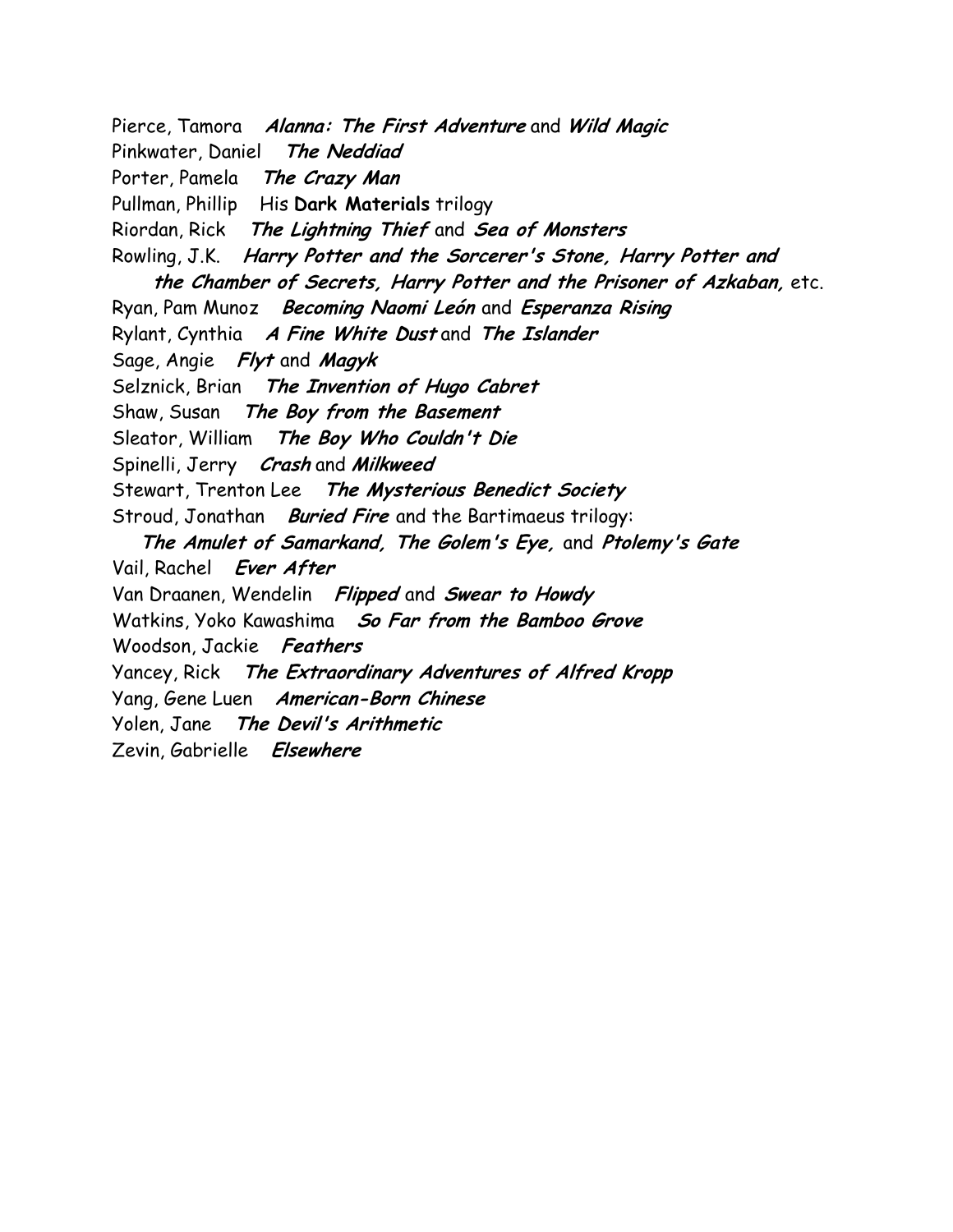Pierce, Tamora ***Alanna: The First Adventure*** and ***Wild Magic***
Pinkwater, Daniel ***The Neddiad***
Porter, Pamela ***The Crazy Man***
Pullman, Phillip His **Dark Materials** trilogy
Riordan, Rick ***The Lightning Thief*** and ***Sea of Monsters***
Rowling, J.K. ***Harry Potter and the Sorcerer's Stone, Harry Potter and the Chamber of Secrets, Harry Potter and the Prisoner of Azkaban,*** etc.
Ryan, Pam Munoz ***Becoming Naomi León*** and ***Esperanza Rising***
Rylant, Cynthia ***A Fine White Dust*** and ***The Islander***
Sage, Angie ***Flyt*** and ***Magyk***
Selznick, Brian ***The Invention of Hugo Cabret***
Shaw, Susan ***The Boy from the Basement***
Sleator, William ***The Boy Who Couldn't Die***
Spinelli, Jerry ***Crash*** and ***Milkweed***
Stewart, Trenton Lee ***The Mysterious Benedict Society***
Stroud, Jonathan ***Buried Fire*** and the Bartimaeus trilogy: ***The Amulet of Samarkand, The Golem's Eye,*** and ***Ptolemy's Gate***
Vail, Rachel ***Ever After***
Van Draanen, Wendelin ***Flipped*** and ***Swear to Howdy***
Watkins, Yoko Kawashima ***So Far from the Bamboo Grove***
Woodson, Jackie ***Feathers***
Yancey, Rick ***The Extraordinary Adventures of Alfred Kropp***
Yang, Gene Luen ***American-Born Chinese***
Yolen, Jane ***The Devil's Arithmetic***
Zevin, Gabrielle ***Elsewhere***